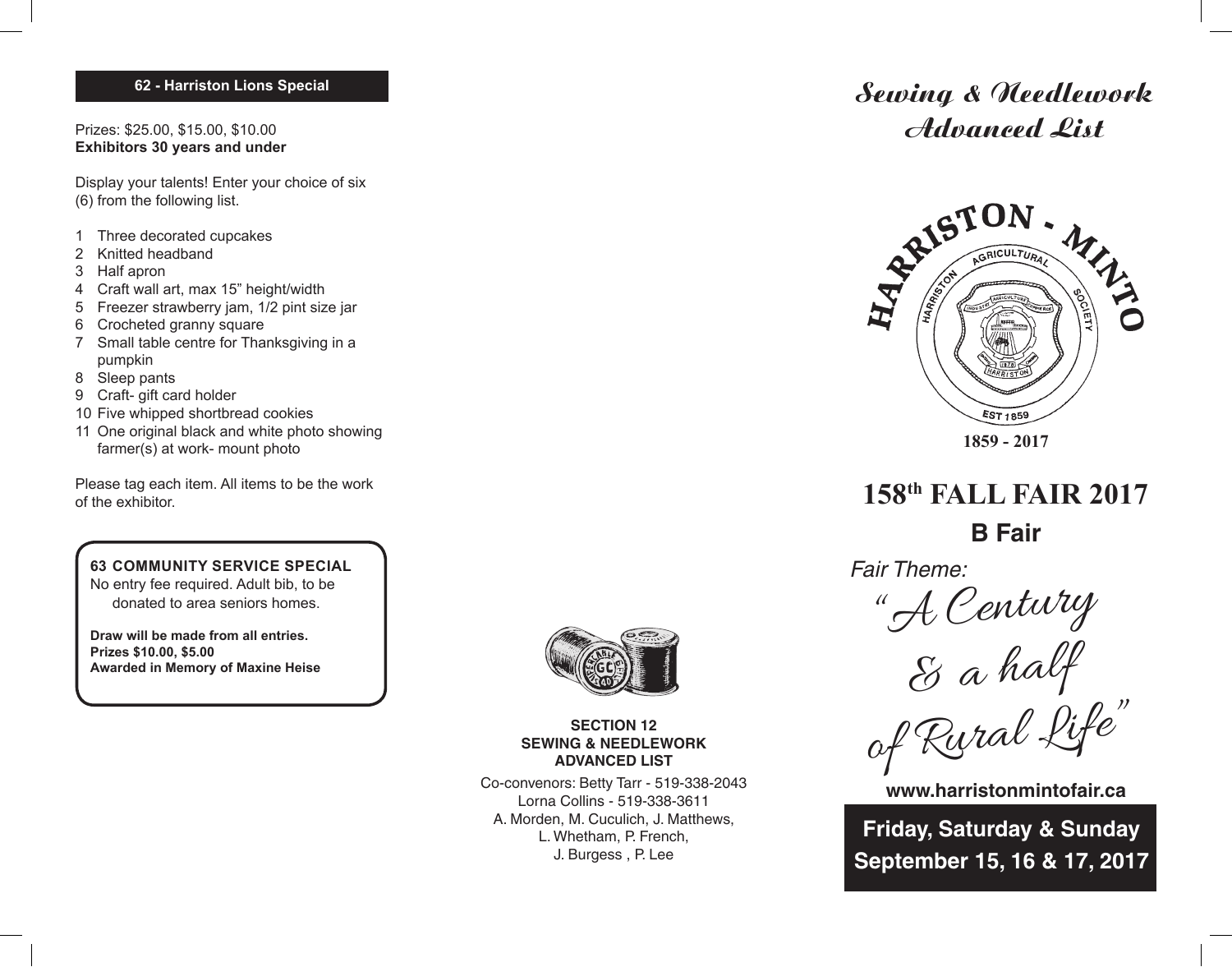## 62 - Harriston Lions Special

Prizes: $25.00, $15.00, $10.00
**Exhibitors 30 years and under**

Display your talents! Enter your choice of six (6) from the following list.

1. Three decorated cupcakes
2. Knitted headband
3. Half apron
4. Craft wall art, max 15" height/width
5. Freezer strawberry jam, 1/2 pint size jar
6. Crocheted granny square
7. Small table centre for Thanksgiving in a pumpkin
8. Sleep pants
9. Craft- gift card holder
10. Five whipped shortbread cookies
11. One original black and white photo showing farmer(s) at work- mount photo

Please tag each item. All items to be the work of the exhibitor.

**63 COMMUNITY SERVICE SPECIAL**
No entry fee required. Adult bib, to be donated to area seniors homes.

**Draw will be made from all entries.**
**Prizes $10.00, $5.00**
**Awarded in Memory of Maxine Heise**

**SECTION 12**
**SEWING & NEEDLEWORK**
**ADVANCED LIST**

Co-convenors: Betty Tarr - 519-338-2043
Lorna Collins - 519-338-3611
A. Morden, M. Cuculich, J. Matthews,
L. Whetham, P. French,
J. Burgess , P. Lee

# Sewing & Needlework Advanced List

HARRISTON - MINTO
HARRISTON AGRICULTURAL SOCIETY
EST 1859

1859 - 2017

# 158th FALL FAIR 2017

## B Fair

*Fair Theme:*

*"A Century & a half of Rural Life"*

**www.harristonmintofair.ca**

**Friday, Saturday & Sunday**
**September 15, 16 & 17, 2017**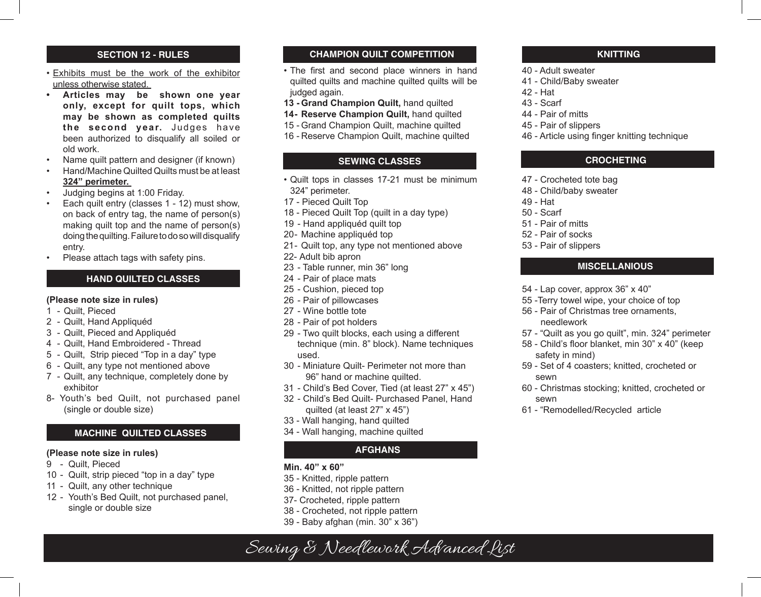## SECTION 12 - RULES

- Exhibits must be the work of the exhibitor unless otherwise stated.
- **Articles may be shown one year only, except for quilt tops, which may be shown as completed quilts the second year.** Judges have been authorized to disqualify all soiled or old work.
- Name quilt pattern and designer (if known)
- Hand/Machine Quilted Quilts must be at least **324" perimeter.**
- Judging begins at 1:00 Friday.
- Each quilt entry (classes 1 - 12) must show, on back of entry tag, the name of person(s) making quilt top and the name of person(s) doing the quilting. Failure to do so will disqualify entry.
- Please attach tags with safety pins.

## HAND QUILTED CLASSES

**(Please note size in rules)**

1 - Quilt, Pieced
2 - Quilt, Hand Appliquéd
3 - Quilt, Pieced and Appliquéd
4 - Quilt, Hand Embroidered - Thread
5 - Quilt, Strip pieced "Top in a day" type
6 - Quilt, any type not mentioned above
7 - Quilt, any technique, completely done by exhibitor
8- Youth's bed Quilt, not purchased panel (single or double size)

## MACHINE QUILTED CLASSES

**(Please note size in rules)**

9 - Quilt, Pieced
10 - Quilt, strip pieced "top in a day" type
11 - Quilt, any other technique
12 - Youth's Bed Quilt, not purchased panel, single or double size

## CHAMPION QUILT COMPETITION

- The first and second place winners in hand quilted quilts and machine quilted quilts will be judged again.

**13 - Grand Champion Quilt,** hand quilted
**14- Reserve Champion Quilt,** hand quilted
15 - Grand Champion Quilt, machine quilted
16 - Reserve Champion Quilt, machine quilted

## SEWING CLASSES

- Quilt tops in classes 17-21 must be minimum 324" perimeter.

17 - Pieced Quilt Top
18 - Pieced Quilt Top (quilt in a day type)
19 - Hand appliquéd quilt top
20- Machine appliquéd top
21- Quilt top, any type not mentioned above
22- Adult bib apron
23 - Table runner, min 36" long
24 - Pair of place mats
25 - Cushion, pieced top
26 - Pair of pillowcases
27 - Wine bottle tote
28 - Pair of pot holders
29 - Two quilt blocks, each using a different technique (min. 8" block). Name techniques used.
30 - Miniature Quilt- Perimeter not more than 96" hand or machine quilted.
31 - Child's Bed Cover, Tied (at least 27" x 45")
32 - Child's Bed Quilt- Purchased Panel, Hand quilted (at least 27" x 45")
33 - Wall hanging, hand quilted
34 - Wall hanging, machine quilted

## AFGHANS

**Min. 40" x 60"**

35 - Knitted, ripple pattern
36 - Knitted, not ripple pattern
37- Crocheted, ripple pattern
38 - Crocheted, not ripple pattern
39 - Baby afghan (min. 30" x 36")

## KNITTING

40 - Adult sweater
41 - Child/Baby sweater
42 - Hat
43 - Scarf
44 - Pair of mitts
45 - Pair of slippers
46 - Article using finger knitting technique

## CROCHETING

47 - Crocheted tote bag
48 - Child/baby sweater
49 - Hat
50 - Scarf
51 - Pair of mitts
52 - Pair of socks
53 - Pair of slippers

## MISCELLANIOUS

54 - Lap cover, approx 36" x 40"
55 -Terry towel wipe, your choice of top
56 - Pair of Christmas tree ornaments, needlework
57 - "Quilt as you go quilt", min. 324" perimeter
58 - Child's floor blanket, min 30" x 40" (keep safety in mind)
59 - Set of 4 coasters; knitted, crocheted or sewn
60 - Christmas stocking; knitted, crocheted or sewn
61 - "Remodelled/Recycled article

*Sewing & Needlework Advanced List*